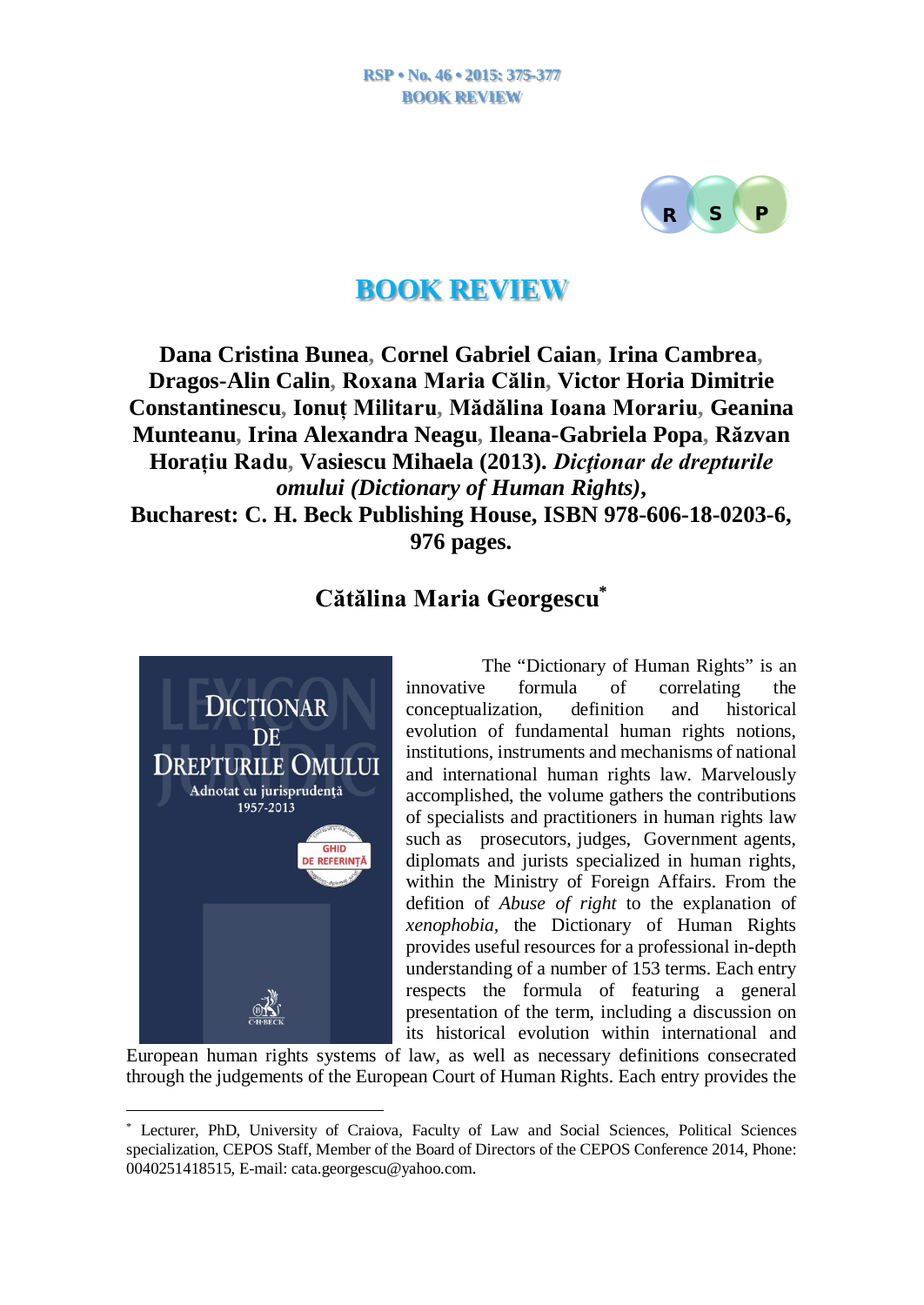# BOOK REVIEW

**Dana Cristina Bunea, Cornel Gabriel Caian, Irina Cambrea, Dragos-Alin Calin, Roxana Maria Călin, Victor Horia Dimitrie Constantinescu, Ionuț Militaru, Mădălina Ioana Morariu, Geanina Munteanu, Irina Alexandra Neagu, Ileana-Gabriela Popa, Răzvan Horațiu Radu, Vasiescu Mihaela (2013). *Dicţionar de drepturile omului (Dictionary of Human Rights)*, Bucharest: C. H. Beck Publishing House, ISBN 978-606-18-0203-6, 976 pages.**

**Cătălina Maria Georgescu[*]**

The "Dictionary of Human Rights" is an innovative formula of correlating the conceptualization, definition and historical evolution of fundamental human rights notions, institutions, instruments and mechanisms of national and international human rights law. Marvelously accomplished, the volume gathers the contributions of specialists and practitioners in human rights law such as prosecutors, judges, Government agents, diplomats and jurists specialized in human rights, within the Ministry of Foreign Affairs. From the defition of *Abuse of right* to the explanation of *xenophobia*, the Dictionary of Human Rights provides useful resources for a professional in-depth understanding of a number of 153 terms. Each entry respects the formula of featuring a general presentation of the term, including a discussion on its historical evolution within international and European human rights systems of law, as well as necessary definitions consecrated through the judgements of the European Court of Human Rights. Each entry provides the

---

[*] Lecturer, PhD, University of Craiova, Faculty of Law and Social Sciences, Political Sciences specialization, CEPOS Staff, Member of the Board of Directors of the CEPOS Conference 2014, Phone: 0040251418515, E-mail: cata.georgescu@yahoo.com.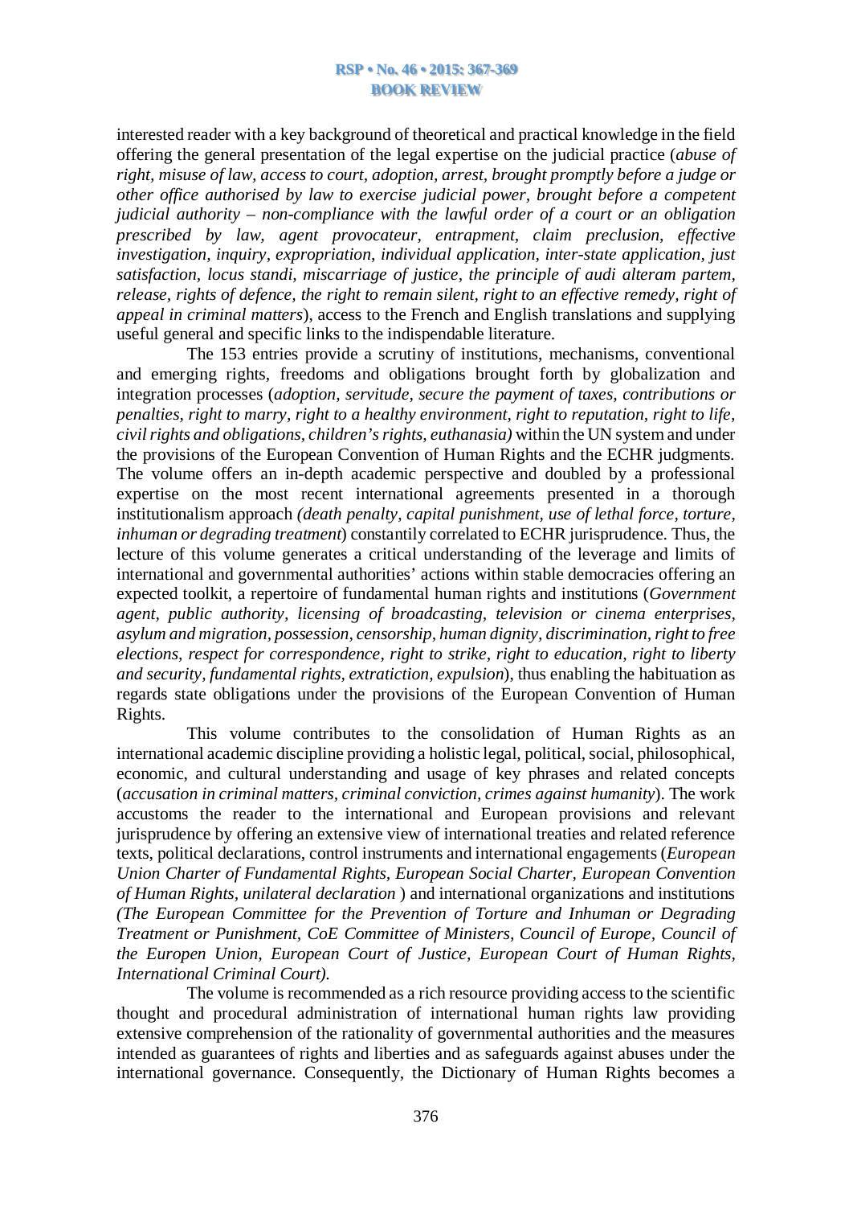interested reader with a key background of theoretical and practical knowledge in the field offering the general presentation of the legal expertise on the judicial practice (*abuse of right, misuse of law, access to court, adoption, arrest, brought promptly before a judge or other office authorised by law to exercise judicial power, brought before a competent judicial authority – non-compliance with the lawful order of a court or an obligation prescribed by law, agent provocateur, entrapment, claim preclusion, effective investigation, inquiry, expropriation, individual application, inter-state application, just satisfaction, locus standi, miscarriage of justice, the principle of audi alteram partem, release, rights of defence, the right to remain silent, right to an effective remedy, right of appeal in criminal matters*), access to the French and English translations and supplying useful general and specific links to the indispendable literature.

The 153 entries provide a scrutiny of institutions, mechanisms, conventional and emerging rights, freedoms and obligations brought forth by globalization and integration processes (*adoption, servitude, secure the payment of taxes, contributions or penalties, right to marry, right to a healthy environment, right to reputation, right to life, civil rights and obligations, children's rights, euthanasia)* within the UN system and under the provisions of the European Convention of Human Rights and the ECHR judgments. The volume offers an in-depth academic perspective and doubled by a professional expertise on the most recent international agreements presented in a thorough institutionalism approach *(death penalty, capital punishment, use of lethal force, torture, inhuman or degrading treatment*) constantly correlated to ECHR jurisprudence. Thus, the lecture of this volume generates a critical understanding of the leverage and limits of international and governmental authorities' actions within stable democracies offering an expected toolkit, a repertoire of fundamental human rights and institutions (*Government agent, public authority, licensing of broadcasting, television or cinema enterprises, asylum and migration, possession, censorship, human dignity, discrimination, right to free elections, respect for correspondence, right to strike, right to education, right to liberty and security, fundamental rights, extraction, expulsion*), thus enabling the habituation as regards state obligations under the provisions of the European Convention of Human Rights.

This volume contributes to the consolidation of Human Rights as an international academic discipline providing a holistic legal, political, social, philosophical, economic, and cultural understanding and usage of key phrases and related concepts (*accusation in criminal matters, criminal conviction, crimes against humanity*). The work accustoms the reader to the international and European provisions and relevant jurisprudence by offering an extensive view of international treaties and related reference texts, political declarations, control instruments and international engagements (*European Union Charter of Fundamental Rights, European Social Charter, European Convention of Human Rights, unilateral declaration* ) and international organizations and institutions *(The European Committee for the Prevention of Torture and Inhuman or Degrading Treatment or Punishment, CoE Committee of Ministers, Council of Europe, Council of the Europen Union, European Court of Justice, European Court of Human Rights, International Criminal Court).*

The volume is recommended as a rich resource providing access to the scientific thought and procedural administration of international human rights law providing extensive comprehension of the rationality of governmental authorities and the measures intended as guarantees of rights and liberties and as safeguards against abuses under the international governance. Consequently, the Dictionary of Human Rights becomes a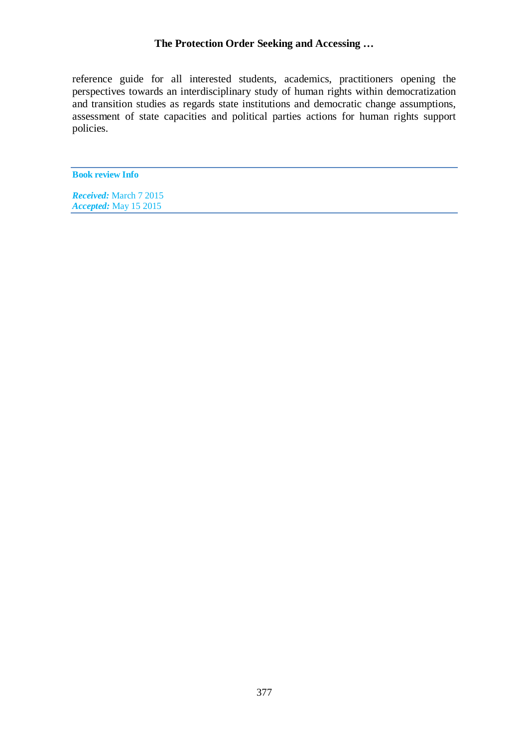reference guide for all interested students, academics, practitioners opening the perspectives towards an interdisciplinary study of human rights within democratization and transition studies as regards state institutions and democratic change assumptions, assessment of state capacities and political parties actions for human rights support policies.

---

**Book review Info**

***Received:*** March 7 2015
***Accepted:*** May 15 2015

---